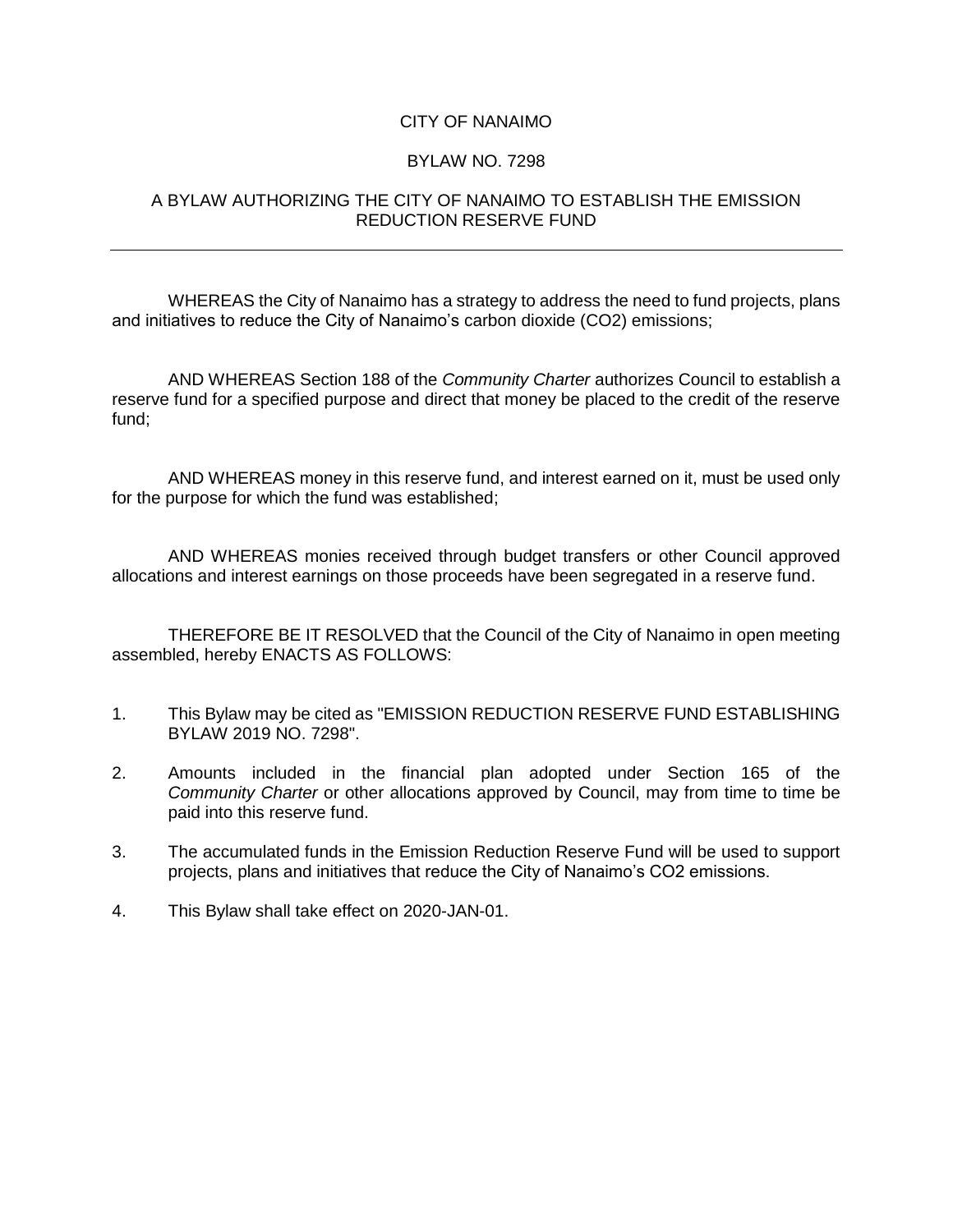# CITY OF NANAIMO

## BYLAW NO. 7298

## A BYLAW AUTHORIZING THE CITY OF NANAIMO TO ESTABLISH THE EMISSION REDUCTION RESERVE FUND

---

WHEREAS the City of Nanaimo has a strategy to address the need to fund projects, plans and initiatives to reduce the City of Nanaimo's carbon dioxide ($CO_2$) emissions;

AND WHEREAS Section 188 of the *Community Charter* authorizes Council to establish a reserve fund for a specified purpose and direct that money be placed to the credit of the reserve fund;

AND WHEREAS money in this reserve fund, and interest earned on it, must be used only for the purpose for which the fund was established;

AND WHEREAS monies received through budget transfers or other Council approved allocations and interest earnings on those proceeds have been segregated in a reserve fund.

THEREFORE BE IT RESOLVED that the Council of the City of Nanaimo in open meeting assembled, hereby ENACTS AS FOLLOWS:

1. This Bylaw may be cited as "EMISSION REDUCTION RESERVE FUND ESTABLISHING BYLAW 2019 NO. 7298".
2. Amounts included in the financial plan adopted under Section 165 of the *Community Charter* or other allocations approved by Council, may from time to time be paid into this reserve fund.
3. The accumulated funds in the Emission Reduction Reserve Fund will be used to support projects, plans and initiatives that reduce the City of Nanaimo's $CO_2$ emissions.
4. This Bylaw shall take effect on 2020-JAN-01.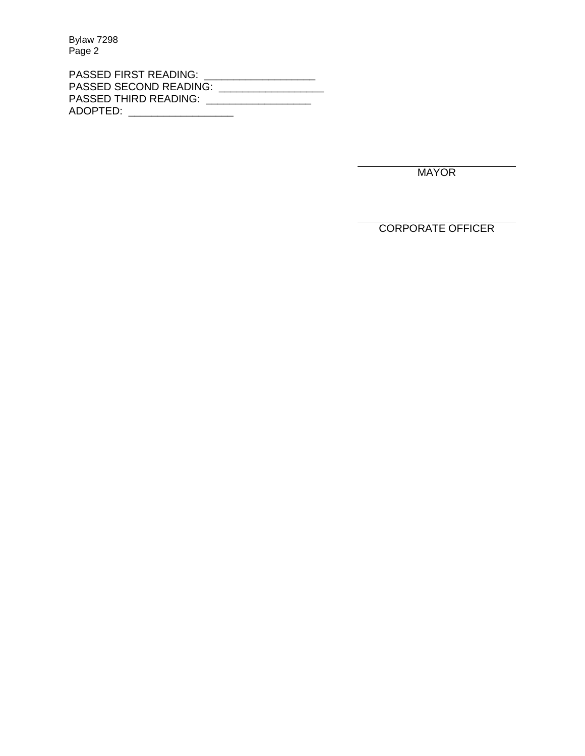PASSED FIRST READING: ___________________
PASSED SECOND READING: __________________
PASSED THIRD READING: __________________
ADOPTED: __________________

_____________________________
MAYOR

_____________________________
CORPORATE OFFICER